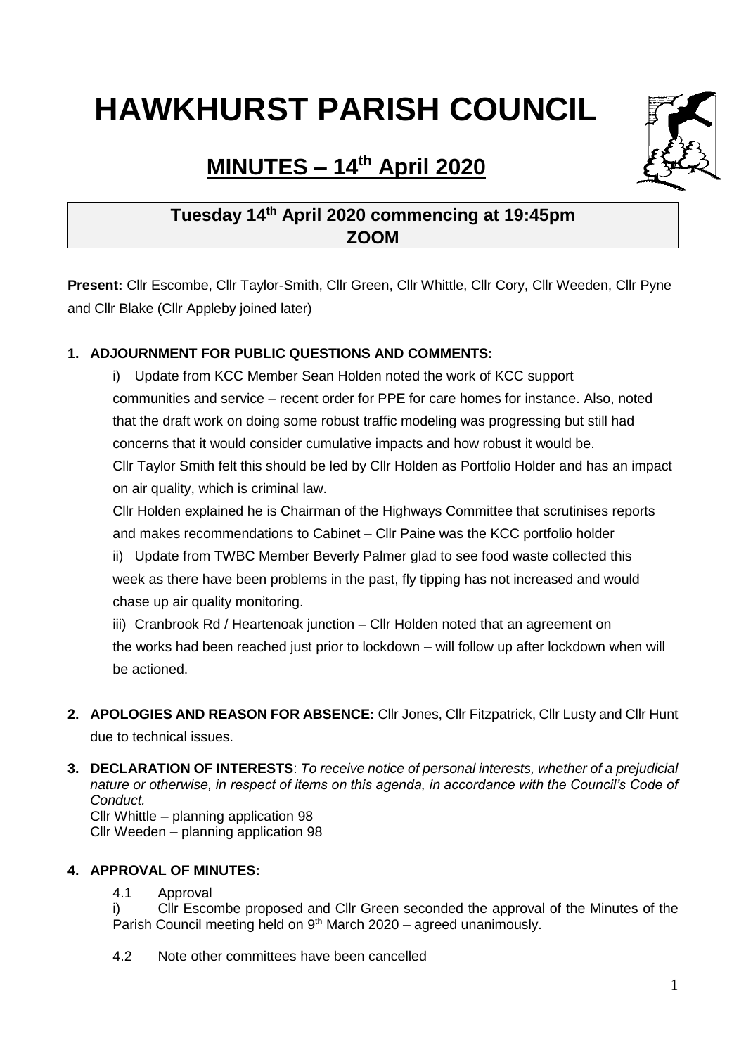# HAWKHURST PARISH COUNCIL

## MINUTES – 14th April 2020

**Tuesday 14th April 2020 commencing at 19:45pm**
**ZOOM**

**Present:** Cllr Escombe, Cllr Taylor-Smith, Cllr Green, Cllr Whittle, Cllr Cory, Cllr Weeden, Cllr Pyne and Cllr Blake (Cllr Appleby joined later)

**1. ADJOURNMENT FOR PUBLIC QUESTIONS AND COMMENTS:**

i) Update from KCC Member Sean Holden noted the work of KCC support communities and service – recent order for PPE for care homes for instance. Also, noted that the draft work on doing some robust traffic modeling was progressing but still had concerns that it would consider cumulative impacts and how robust it would be.

Cllr Taylor Smith felt this should be led by Cllr Holden as Portfolio Holder and has an impact on air quality, which is criminal law.

Cllr Holden explained he is Chairman of the Highways Committee that scrutinises reports and makes recommendations to Cabinet – Cllr Paine was the KCC portfolio holder

ii) Update from TWBC Member Beverly Palmer glad to see food waste collected this week as there have been problems in the past, fly tipping has not increased and would chase up air quality monitoring.

iii) Cranbrook Rd / Heartenoak junction – Cllr Holden noted that an agreement on the works had been reached just prior to lockdown – will follow up after lockdown when will be actioned.

**2. APOLOGIES AND REASON FOR ABSENCE:** Cllr Jones, Cllr Fitzpatrick, Cllr Lusty and Cllr Hunt due to technical issues.

**3. DECLARATION OF INTERESTS**: *To receive notice of personal interests, whether of a prejudicial nature or otherwise, in respect of items on this agenda, in accordance with the Council's Code of Conduct.*

Cllr Whittle – planning application 98
Cllr Weeden – planning application 98

**4. APPROVAL OF MINUTES:**

4.1 Approval

i) Cllr Escombe proposed and Cllr Green seconded the approval of the Minutes of the Parish Council meeting held on 9th March 2020 – agreed unanimously.

4.2 Note other committees have been cancelled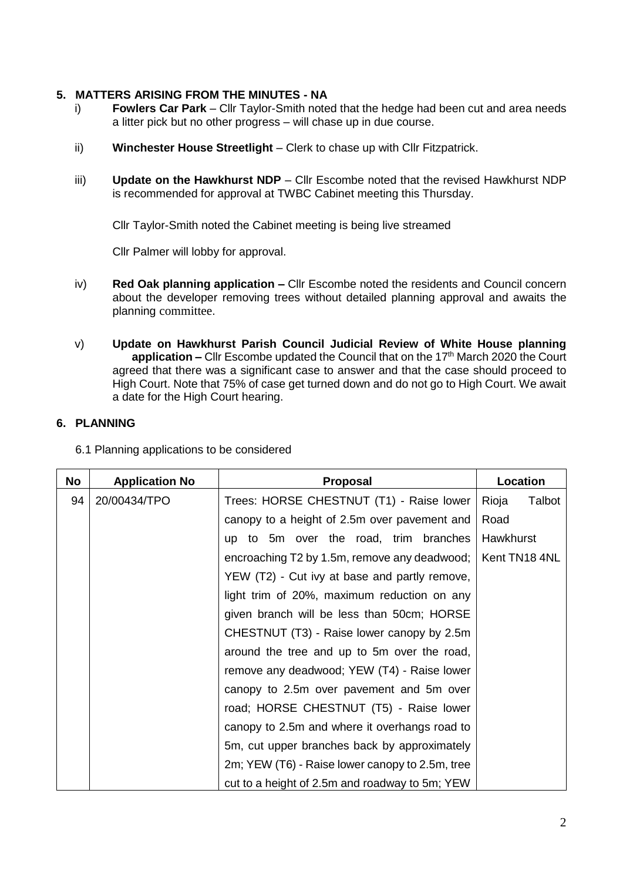## 5. MATTERS ARISING FROM THE MINUTES - NA

i) **Fowlers Car Park** – Cllr Taylor-Smith noted that the hedge had been cut and area needs a litter pick but no other progress – will chase up in due course.

ii) **Winchester House Streetlight** – Clerk to chase up with Cllr Fitzpatrick.

iii) **Update on the Hawkhurst NDP** – Cllr Escombe noted that the revised Hawkhurst NDP is recommended for approval at TWBC Cabinet meeting this Thursday.

Cllr Taylor-Smith noted the Cabinet meeting is being live streamed

Cllr Palmer will lobby for approval.

iv) **Red Oak planning application –** Cllr Escombe noted the residents and Council concern about the developer removing trees without detailed planning approval and awaits the planning committee.

v) **Update on Hawkhurst Parish Council Judicial Review of White House planning application –** Cllr Escombe updated the Council that on the 17th March 2020 the Court agreed that there was a significant case to answer and that the case should proceed to High Court. Note that 75% of case get turned down and do not go to High Court. We await a date for the High Court hearing.

## 6. PLANNING

6.1 Planning applications to be considered

| No | Application No | Proposal | Location |
|---|---|---|---|
| 94 | 20/00434/TPO | Trees: HORSE CHESTNUT (T1) - Raise lower canopy to a height of 2.5m over pavement and up to 5m over the road, trim branches encroaching T2 by 1.5m, remove any deadwood; YEW (T2) - Cut ivy at base and partly remove, light trim of 20%, maximum reduction on any given branch will be less than 50cm; HORSE CHESTNUT (T3) - Raise lower canopy by 2.5m around the tree and up to 5m over the road, remove any deadwood; YEW (T4) - Raise lower canopy to 2.5m over pavement and 5m over road; HORSE CHESTNUT (T5) - Raise lower canopy to 2.5m and where it overhangs road to 5m, cut upper branches back by approximately 2m; YEW (T6) - Raise lower canopy to 2.5m, tree cut to a height of 2.5m and roadway to 5m; YEW | Rioja Talbot Road Hawkhurst Kent TN18 4NL |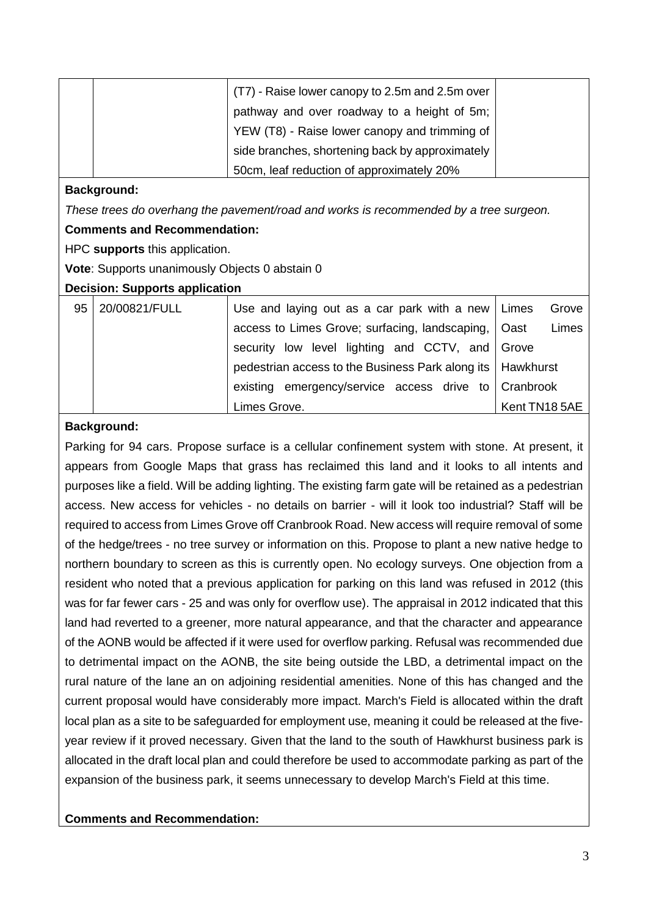| | | | |
|---|---|---|---|
| | | (T7) - Raise lower canopy to 2.5m and 2.5m over pathway and over roadway to a height of 5m; YEW (T8) - Raise lower canopy and trimming of side branches, shortening back by approximately 50cm, leaf reduction of approximately 20% | |

**Background:**

*These trees do overhang the pavement/road and works is recommended by a tree surgeon.*

**Comments and Recommendation:**

HPC **supports** this application.

**Vote**: Supports unanimously Objects 0 abstain 0

**Decision: Supports application**

| | | | |
|---|---|---|---|
| 95 | 20/00821/FULL | Use and laying out as a car park with a new access to Limes Grove; surfacing, landscaping, security low level lighting and CCTV, and pedestrian access to the Business Park along its existing emergency/service access drive to Limes Grove. | Limes Grove Oast Limes Grove Hawkhurst Cranbrook Kent TN18 5AE |

**Background:**

Parking for 94 cars. Propose surface is a cellular confinement system with stone. At present, it appears from Google Maps that grass has reclaimed this land and it looks to all intents and purposes like a field. Will be adding lighting. The existing farm gate will be retained as a pedestrian access. New access for vehicles - no details on barrier - will it look too industrial? Staff will be required to access from Limes Grove off Cranbrook Road. New access will require removal of some of the hedge/trees - no tree survey or information on this. Propose to plant a new native hedge to northern boundary to screen as this is currently open. No ecology surveys. One objection from a resident who noted that a previous application for parking on this land was refused in 2012 (this was for far fewer cars - 25 and was only for overflow use). The appraisal in 2012 indicated that this land had reverted to a greener, more natural appearance, and that the character and appearance of the AONB would be affected if it were used for overflow parking. Refusal was recommended due to detrimental impact on the AONB, the site being outside the LBD, a detrimental impact on the rural nature of the lane an on adjoining residential amenities. None of this has changed and the current proposal would have considerably more impact. March's Field is allocated within the draft local plan as a site to be safeguarded for employment use, meaning it could be released at the five-year review if it proved necessary. Given that the land to the south of Hawkhurst business park is allocated in the draft local plan and could therefore be used to accommodate parking as part of the expansion of the business park, it seems unnecessary to develop March's Field at this time.

**Comments and Recommendation:**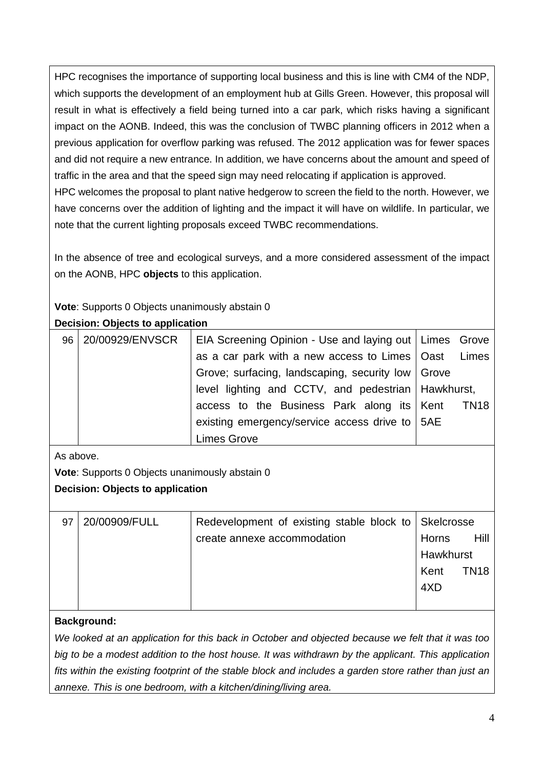HPC recognises the importance of supporting local business and this is line with CM4 of the NDP, which supports the development of an employment hub at Gills Green. However, this proposal will result in what is effectively a field being turned into a car park, which risks having a significant impact on the AONB. Indeed, this was the conclusion of TWBC planning officers in 2012 when a previous application for overflow parking was refused. The 2012 application was for fewer spaces and did not require a new entrance. In addition, we have concerns about the amount and speed of traffic in the area and that the speed sign may need relocating if application is approved.
HPC welcomes the proposal to plant native hedgerow to screen the field to the north. However, we have concerns over the addition of lighting and the impact it will have on wildlife. In particular, we note that the current lighting proposals exceed TWBC recommendations.

In the absence of tree and ecological surveys, and a more considered assessment of the impact on the AONB, HPC **objects** to this application.

**Vote**: Supports 0 Objects unanimously abstain 0

**Decision: Objects to application**

| 96 | 20/00929/ENVSCR | EIA Screening Opinion - Use and laying out as a car park with a new access to Limes Grove; surfacing, landscaping, security low level lighting and CCTV, and pedestrian access to the Business Park along its existing emergency/service access drive to Limes Grove | Limes Grove Oast Limes Grove Hawkhurst, Kent TN18 5AE |
|---|---|---|---|

As above.

**Vote**: Supports 0 Objects unanimously abstain 0

**Decision: Objects to application**

| 97 | 20/00909/FULL | Redevelopment of existing stable block to create annexe accommodation | Skelcrosse Horns Hill Hawkhurst Kent TN18 4XD |
|---|---|---|---|

**Background:**

*We looked at an application for this back in October and objected because we felt that it was too big to be a modest addition to the host house. It was withdrawn by the applicant. This application fits within the existing footprint of the stable block and includes a garden store rather than just an annexe. This is one bedroom, with a kitchen/dining/living area.*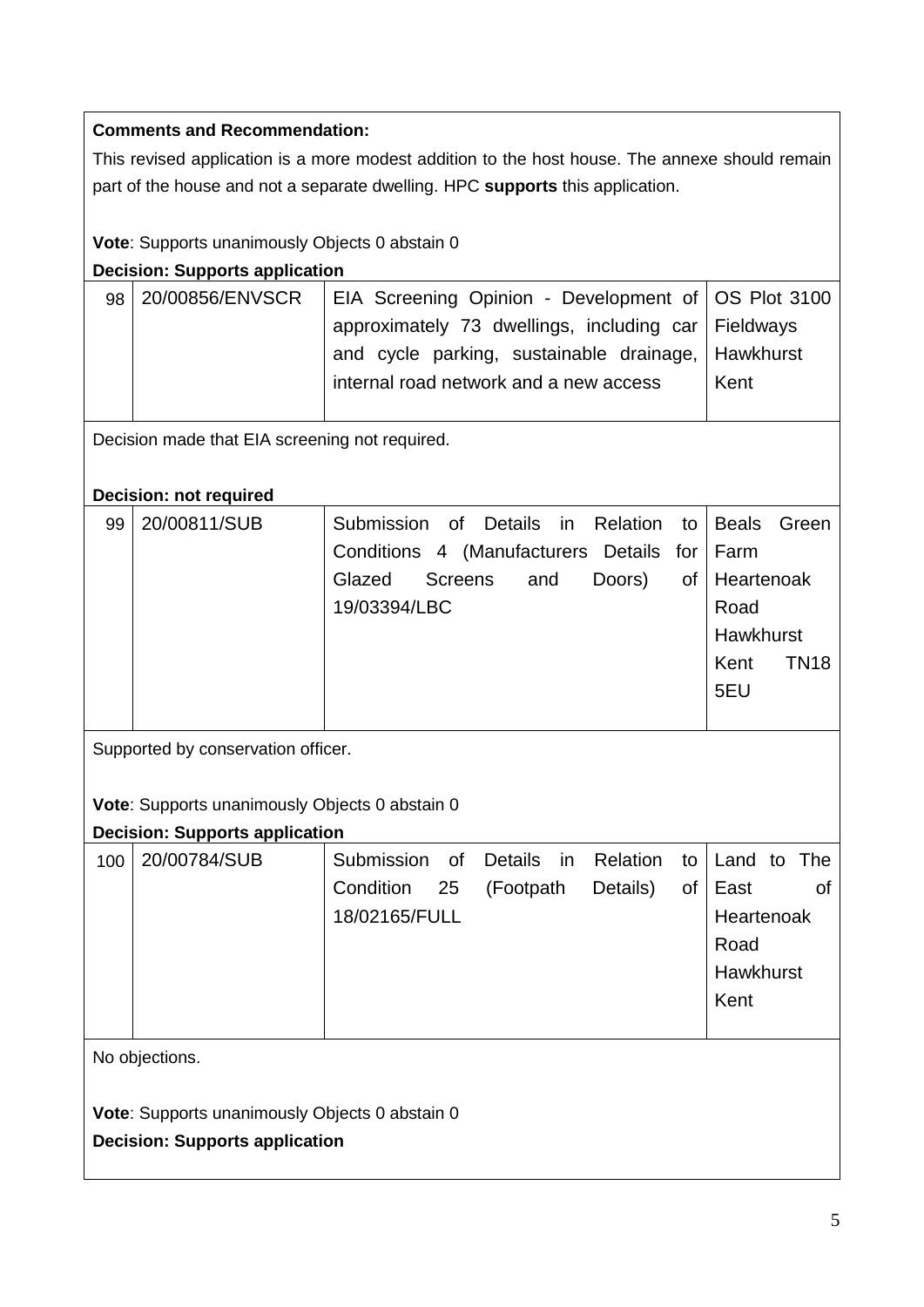**Comments and Recommendation:**

This revised application is a more modest addition to the host house. The annexe should remain part of the house and not a separate dwelling. HPC **supports** this application.

**Vote**: Supports unanimously Objects 0 abstain 0

**Decision: Supports application**

| 98 | 20/00856/ENVSCR | EIA Screening Opinion - Development of approximately 73 dwellings, including car and cycle parking, sustainable drainage, internal road network and a new access | OS Plot 3100 Fieldways Hawkhurst Kent |
|---|---|---|---|

Decision made that EIA screening not required.

**Decision: not required**

| 99 | 20/00811/SUB | Submission of Details in Relation to Conditions 4 (Manufacturers Details for Glazed Screens and Doors) of 19/03394/LBC | Beals Green Farm Heartenoak Road Hawkhurst Kent TN18 5EU |
|---|---|---|---|

Supported by conservation officer.

**Vote**: Supports unanimously Objects 0 abstain 0

**Decision: Supports application**

| 100 | 20/00784/SUB | Submission of Details in Relation to Condition 25 (Footpath Details) of 18/02165/FULL | Land to The East of Heartenoak Road Hawkhurst Kent |
|---|---|---|---|

No objections.

**Vote**: Supports unanimously Objects 0 abstain 0

**Decision: Supports application**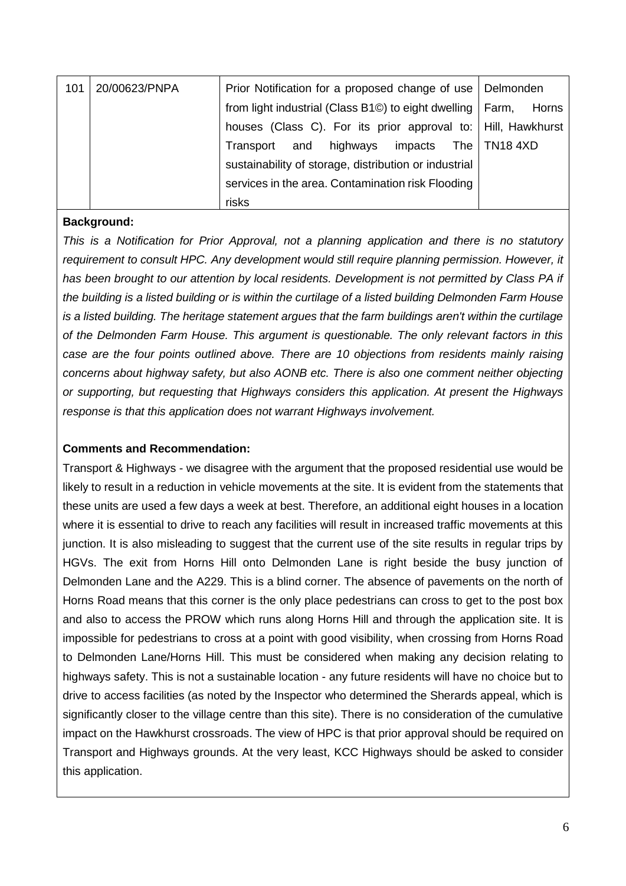| 101 | 20/00623/PNPA | Prior Notification for a proposed change of use from light industrial (Class B1©) to eight dwelling houses (Class C). For its prior approval to: Transport and highways impacts The sustainability of storage, distribution or industrial services in the area. Contamination risk Flooding risks | Delmonden Farm, Horns Hill, Hawkhurst TN18 4XD |
|---|---|---|---|

**Background:**

*This is a Notification for Prior Approval, not a planning application and there is no statutory requirement to consult HPC. Any development would still require planning permission. However, it has been brought to our attention by local residents. Development is not permitted by Class PA if the building is a listed building or is within the curtilage of a listed building Delmonden Farm House is a listed building. The heritage statement argues that the farm buildings aren't within the curtilage of the Delmonden Farm House. This argument is questionable. The only relevant factors in this case are the four points outlined above. There are 10 objections from residents mainly raising concerns about highway safety, but also AONB etc. There is also one comment neither objecting or supporting, but requesting that Highways considers this application. At present the Highways response is that this application does not warrant Highways involvement.*

**Comments and Recommendation:**

Transport & Highways - we disagree with the argument that the proposed residential use would be likely to result in a reduction in vehicle movements at the site. It is evident from the statements that these units are used a few days a week at best. Therefore, an additional eight houses in a location where it is essential to drive to reach any facilities will result in increased traffic movements at this junction. It is also misleading to suggest that the current use of the site results in regular trips by HGVs. The exit from Horns Hill onto Delmonden Lane is right beside the busy junction of Delmonden Lane and the A229. This is a blind corner. The absence of pavements on the north of Horns Road means that this corner is the only place pedestrians can cross to get to the post box and also to access the PROW which runs along Horns Hill and through the application site. It is impossible for pedestrians to cross at a point with good visibility, when crossing from Horns Road to Delmonden Lane/Horns Hill. This must be considered when making any decision relating to highways safety. This is not a sustainable location - any future residents will have no choice but to drive to access facilities (as noted by the Inspector who determined the Sherards appeal, which is significantly closer to the village centre than this site). There is no consideration of the cumulative impact on the Hawkhurst crossroads. The view of HPC is that prior approval should be required on Transport and Highways grounds. At the very least, KCC Highways should be asked to consider this application.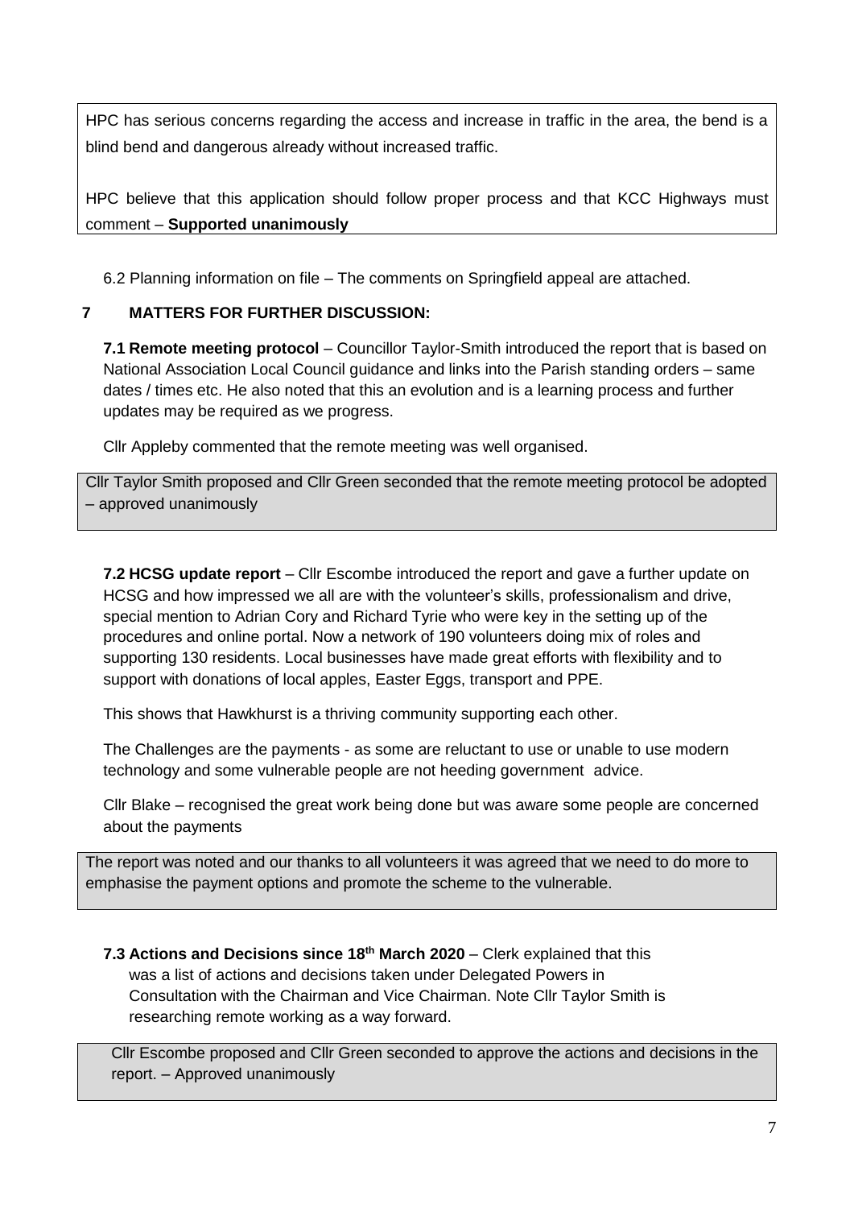HPC has serious concerns regarding the access and increase in traffic in the area, the bend is a blind bend and dangerous already without increased traffic.

HPC believe that this application should follow proper process and that KCC Highways must comment – **Supported unanimously**

6.2 Planning information on file – The comments on Springfield appeal are attached.

## 7 MATTERS FOR FURTHER DISCUSSION:

**7.1 Remote meeting protocol** – Councillor Taylor-Smith introduced the report that is based on National Association Local Council guidance and links into the Parish standing orders – same dates / times etc. He also noted that this an evolution and is a learning process and further updates may be required as we progress.

Cllr Appleby commented that the remote meeting was well organised.

Cllr Taylor Smith proposed and Cllr Green seconded that the remote meeting protocol be adopted – approved unanimously

**7.2 HCSG update report** – Cllr Escombe introduced the report and gave a further update on HCSG and how impressed we all are with the volunteer's skills, professionalism and drive, special mention to Adrian Cory and Richard Tyrie who were key in the setting up of the procedures and online portal. Now a network of 190 volunteers doing mix of roles and supporting 130 residents. Local businesses have made great efforts with flexibility and to support with donations of local apples, Easter Eggs, transport and PPE.

This shows that Hawkhurst is a thriving community supporting each other.

The Challenges are the payments - as some are reluctant to use or unable to use modern technology and some vulnerable people are not heeding government advice.

Cllr Blake – recognised the great work being done but was aware some people are concerned about the payments

The report was noted and our thanks to all volunteers it was agreed that we need to do more to emphasise the payment options and promote the scheme to the vulnerable.

**7.3 Actions and Decisions since 18th March 2020** – Clerk explained that this was a list of actions and decisions taken under Delegated Powers in Consultation with the Chairman and Vice Chairman. Note Cllr Taylor Smith is researching remote working as a way forward.

Cllr Escombe proposed and Cllr Green seconded to approve the actions and decisions in the report. – Approved unanimously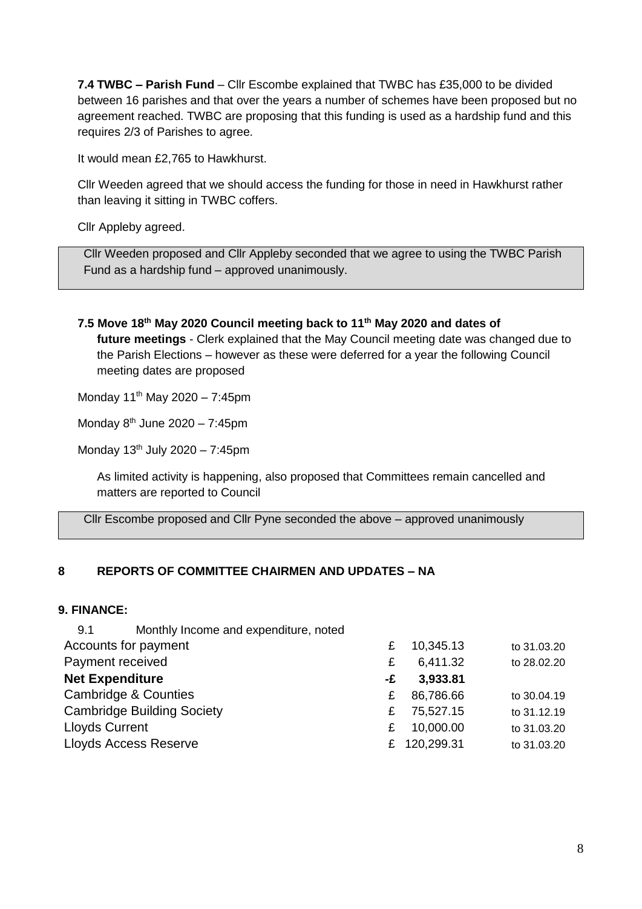**7.4 TWBC – Parish Fund** – Cllr Escombe explained that TWBC has £35,000 to be divided between 16 parishes and that over the years a number of schemes have been proposed but no agreement reached. TWBC are proposing that this funding is used as a hardship fund and this requires 2/3 of Parishes to agree.

It would mean £2,765 to Hawkhurst.

Cllr Weeden agreed that we should access the funding for those in need in Hawkhurst rather than leaving it sitting in TWBC coffers.

Cllr Appleby agreed.

> Cllr Weeden proposed and Cllr Appleby seconded that we agree to using the TWBC Parish Fund as a hardship fund – approved unanimously.

**7.5 Move 18th May 2020 Council meeting back to 11th May 2020 and dates of future meetings** - Clerk explained that the May Council meeting date was changed due to the Parish Elections – however as these were deferred for a year the following Council meeting dates are proposed

Monday 11th May 2020 – 7:45pm

Monday 8th June 2020 – 7:45pm

Monday 13th July 2020 – 7:45pm

As limited activity is happening, also proposed that Committees remain cancelled and matters are reported to Council

> Cllr Escombe proposed and Cllr Pyne seconded the above – approved unanimously

## 8 REPORTS OF COMMITTEE CHAIRMEN AND UPDATES – NA

## 9. FINANCE:

9.1 Monthly Income and expenditure, noted

| | | | |
|---|---|---|---|
| Accounts for payment | £ | 10,345.13 | to 31.03.20 |
| Payment received | £ | 6,411.32 | to 28.02.20 |
| **Net Expenditure** | **-£** | **3,933.81** | |
| Cambridge & Counties | £ | 86,786.66 | to 30.04.19 |
| Cambridge Building Society | £ | 75,527.15 | to 31.12.19 |
| Lloyds Current | £ | 10,000.00 | to 31.03.20 |
| Lloyds Access Reserve | £ | 120,299.31 | to 31.03.20 |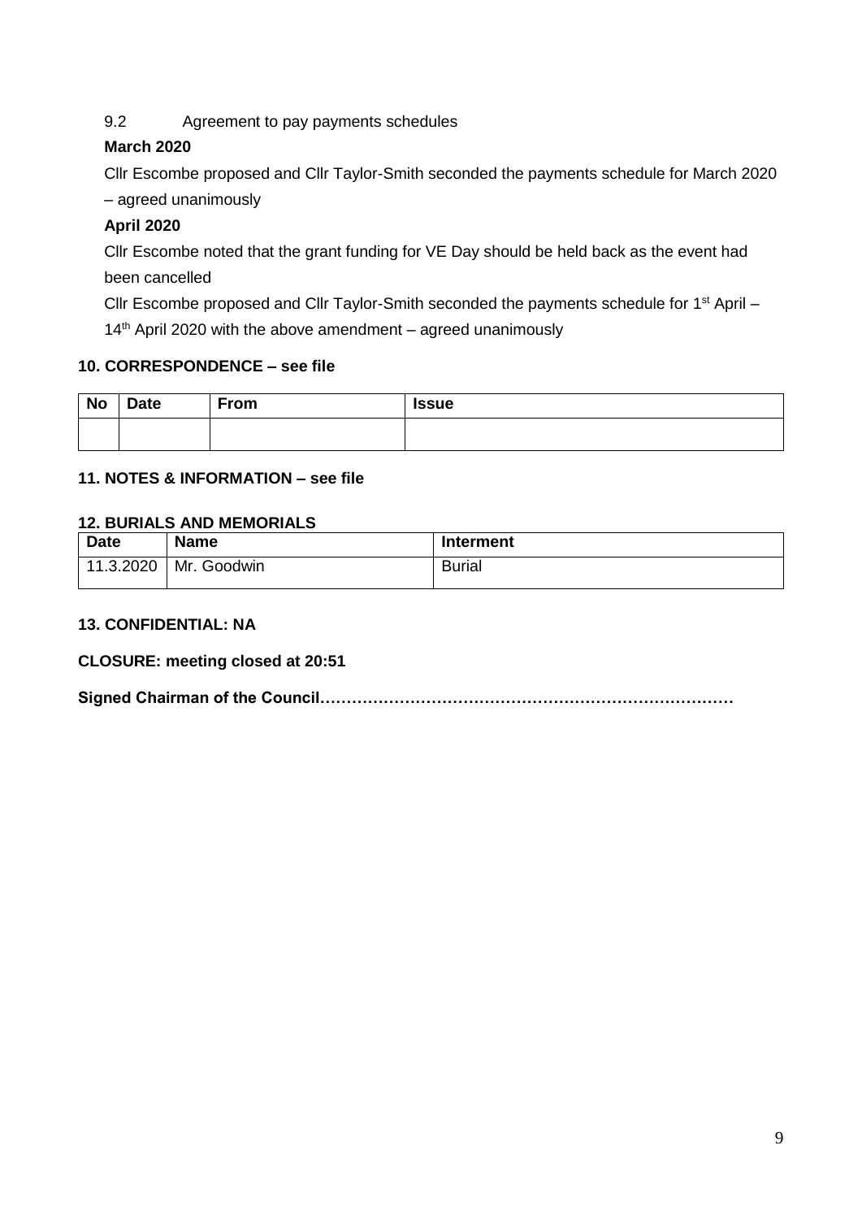9.2 Agreement to pay payments schedules

**March 2020**

Cllr Escombe proposed and Cllr Taylor-Smith seconded the payments schedule for March 2020 – agreed unanimously

**April 2020**

Cllr Escombe noted that the grant funding for VE Day should be held back as the event had been cancelled

Cllr Escombe proposed and Cllr Taylor-Smith seconded the payments schedule for 1st April – 14th April 2020 with the above amendment – agreed unanimously

**10. CORRESPONDENCE – see file**

| No | Date | From | Issue |
|---|---|---|---|
| | | | |

**11. NOTES & INFORMATION – see file**

**12. BURIALS AND MEMORIALS**

| Date | Name | Interment |
|---|---|---|
| 11.3.2020 | Mr. Goodwin | Burial |

**13. CONFIDENTIAL: NA**

**CLOSURE: meeting closed at 20:51**

**Signed Chairman of the Council……………………………………………………………………**